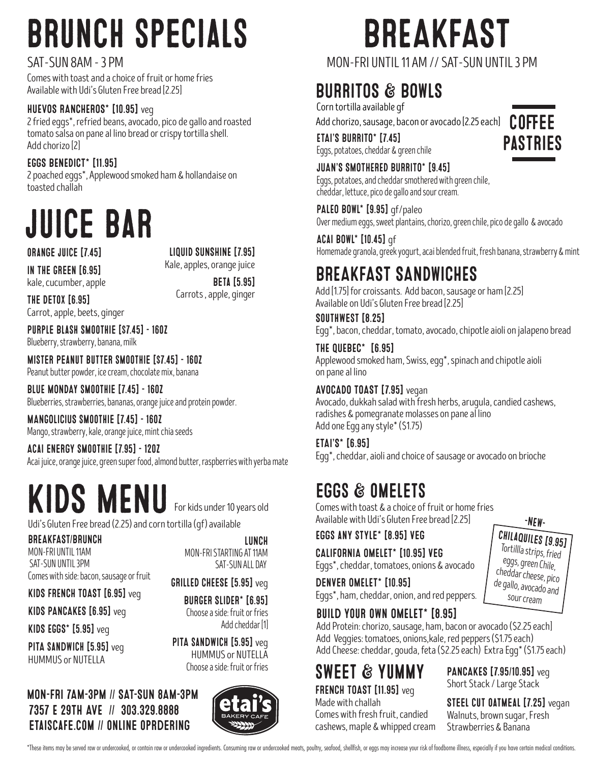# BRUNCH SPECIALS

SAT-SUN 8AM - 3 PM

Comes with toast and a choice of fruit or home fries
Available with Udi's Gluten Free bread [2.25]

**HUEVOS RANCHEROS* [10.95]** veg
2 fried eggs*, refried beans, avocado, pico de gallo and roasted tomato salsa on pane al lino bread or crispy tortilla shell.
Add chorizo [2]

**EGGS BENEDICT* [11.95]**
2 poached eggs*, Applewood smoked ham & hollandaise on toasted challah

# JUICE BAR

**ORANGE JUICE [7.45]**

**IN THE GREEN [6.95]**
kale, cucumber, apple

**THE DETOX [6.95]**
Carrot, apple, beets, ginger

**LIQUID SUNSHINE [7.95]**
Kale, apples, orange juice

**BETA [5.95]**
Carrots , apple, ginger

**PURPLE BLASH SMOOTHIE [$7.45] - 16OZ**
Blueberry, strawberry, banana, milk

**MISTER PEANUT BUTTER SMOOTHIE [$7.45] - 16OZ**
Peanut butter powder, ice cream, chocolate mix, banana

**BLUE MONDAY SMOOTHIE [7.45] - 16OZ**
Blueberries, strawberries, bananas, orange juice and protein powder.

**MANGOLICIUS SMOOTHIE [7.45] - 16OZ**
Mango, strawberry, kale, orange juice, mint chia seeds

**ACAI ENERGY SMOOTHIE [7.95] - 12OZ**
Acai juice, orange juice, green super food, almond butter, raspberries with yerba mate

# KIDS MENU

For kids under 10 years old

Udi's Gluten Free bread (2.25) and corn tortilla (gf) available

### BREAKFAST/BRUNCH

MON-FRI UNTIL 11AM
SAT-SUN UNTIL 3PM
Comes with side: bacon, sausage or fruit

**KIDS FRENCH TOAST [6.95]** veg

**KIDS PANCAKES [6.95]** veg

**KIDS EGGS* [5.95]** veg

**PITA SANDWICH [5.95]** veg
HUMMUS or NUTELLA

### LUNCH

MON-FRI STARTING AT 11AM
SAT-SUN ALL DAY

**GRILLED CHEESE [5.95]** veg

**BURGER SLIDER* [6.95]**
Choose a side: fruit or fries
Add cheddar [1]

**PITA SANDWICH [5.95]** veg
HUMMUS or NUTELLA
Choose a side: fruit or fries

**MON-FRI 7AM-3PM // SAT-SUN 8AM-3PM**
**7357 E 29TH AVE // 303.329.8888**
**ETAISCAFE.COM // ONLINE OPRDERING**

etai's BAKERY CAFE

# BREAKFAST

MON-FRI UNTIL 11 AM // SAT-SUN UNTIL 3 PM

## BURRITOS & BOWLS

Corn tortilla available gf
Add chorizo, sausage, bacon or avocado [2.25 each]

**ETAI'S BURRITO* [7.45]**
Eggs, potatoes, cheddar & green chile

**JUAN'S SMOTHERED BURRITO* [9.45]**
Eggs, potatoes, and cheddar smothered with green chile, cheddar, lettuce, pico de gallo and sour cream.

**PALEO BOWL* [9.95]** gf/paleo
Over medium eggs, sweet plantains, chorizo, green chile, pico de gallo & avocado

**ACAI BOWL* [10.45]** gf
Homemade granola, greek yogurt, acai blended fruit, fresh banana, strawberry & mint

**COFFEE PASTRIES**

## BREAKFAST SANDWICHES

Add [1.75] for croissants. Add bacon, sausage or ham [2.25]
Available on Udi's Gluten Free bread [2.25]

**SOUTHWEST [8.25]**
Egg*, bacon, cheddar, tomato, avocado, chipotle aioli on jalapeno bread

**THE QUEBEC* [6.95]**
Applewood smoked ham, Swiss, egg*, spinach and chipotle aioli on pane al lino

**AVOCADO TOAST [7.95]** vegan
Avocado, dukkah salad with fresh herbs, arugula, candied cashews, radishes & pomegranate molasses on pane al lino
Add one Egg any style* ($1.75)

**ETAI'S* [6.95]**
Egg*, cheddar, aioli and choice of sausage or avocado on brioche

## EGGS & OMELETS

Comes with toast & a choice of fruit or home fries
Available with Udi's Gluten Free bread [2.25]

**EGGS ANY STYLE* [8.95] VEG**

**CALIFORNIA OMELET* [10.95] VEG**
Eggs*, cheddar, tomatoes, onions & avocado

**DENVER OMELET* [10.95]**
Eggs*, ham, cheddar, onion, and red peppers.

**BUILD YOUR OWN OMELET* [8.95]**
Add Protein: chorizo, sausage, ham, bacon or avocado ($2.25 each)
Add Veggies: tomatoes, onions,kale, red peppers ($1.75 each)
Add Cheese: cheddar, gouda, feta ($2.25 each) Extra Egg* ($1.75 each)

-NEW-
**CHILAQUILES [9.95]**
Tortillla strips, fried eggs, green Chile, cheddar cheese, pico de gallo, avocado and sour cream

## SWEET & YUMMY

**FRENCH TOAST [11.95]** veg
Made with challah
Comes with fresh fruit, candied cashews, maple & whipped cream

**PANCAKES [7.95/10.95]** veg
Short Stack / Large Stack

**STEEL CUT OATMEAL [7.25]** vegan
Walnuts, brown sugar, Fresh Strawberries & Banana

*These items may be served raw or undercooked, or contain raw or undercooked ingredients. Consuming raw or undercooked meats, poultry, seafood, shellfish, or eggs may increase your risk of foodborne illness, especially if you have certain medical conditions.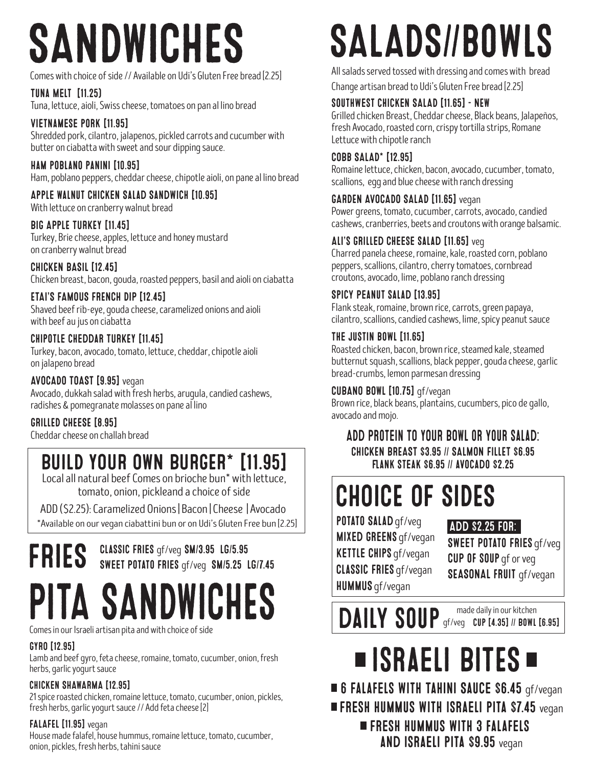# SANDWICHES

Comes with choice of side // Available on Udi's Gluten Free bread [2.25]

**TUNA MELT [11.25]**
Tuna, lettuce, aioli, Swiss cheese, tomatoes on pan al lino bread

**VIETNAMESE PORK [11.95]**
Shredded pork, cilantro, jalapenos, pickled carrots and cucumber with butter on ciabatta with sweet and sour dipping sauce.

**HAM POBLANO PANINI [10.95]**
Ham, poblano peppers, cheddar cheese, chipotle aioli, on pane al lino bread

**APPLE WALNUT CHICKEN SALAD SANDWICH [10.95]**
With lettuce on cranberry walnut bread

**BIG APPLE TURKEY [11.45]**
Turkey, Brie cheese, apples, lettuce and honey mustard on cranberry walnut bread

**CHICKEN BASIL [12.45]**
Chicken breast, bacon, gouda, roasted peppers, basil and aioli on ciabatta

**ETAI'S FAMOUS FRENCH DIP [12.45]**
Shaved beef rib-eye, gouda cheese, caramelized onions and aioli with beef au jus on ciabatta

**CHIPOTLE CHEDDAR TURKEY [11.45]**
Turkey, bacon, avocado, tomato, lettuce, cheddar, chipotle aioli on jalapeno bread

**AVOCADO TOAST [9.95]** vegan
Avocado, dukkah salad with fresh herbs, arugula, candied cashews, radishes & pomegranate molasses on pane al lino

**GRILLED CHEESE [8.95]**
Cheddar cheese on challah bread

## BUILD YOUR OWN BURGER* [11.95]

Local all natural beef Comes on brioche bun* with lettuce, tomato, onion, pickleand a choice of side

ADD ($2.25): Caramelized Onions | Bacon | Cheese | Avocado

*Available on our vegan ciabattini bun or on Udi's Gluten Free bun [2.25]

## FRIES

**CLASSIC FRIES** gf/veg **SM/3.95 LG/5.95**
**SWEET POTATO FRIES** gf/veg **SM/5.25 LG/7.45**

# PITA SANDWICHES

Comes in our Israeli artisan pita and with choice of side

**GYRO [12.95]**
Lamb and beef gyro, feta cheese, romaine, tomato, cucumber, onion, fresh herbs, garlic yogurt sauce

**CHICKEN SHAWARMA [12.95]**
21 spice roasted chicken, romaine lettuce, tomato, cucumber, onion, pickles, fresh herbs, garlic yogurt sauce // Add feta cheese [2]

**FALAFEL [11.95]** vegan
House made falafel, house hummus, romaine lettuce, tomato, cucumber, onion, pickles, fresh herbs, tahini sauce

# SALADS//BOWLS

All salads served tossed with dressing and comes with bread
Change artisan bread to Udi's Gluten Free bread [2.25]

**SOUTHWEST CHICKEN SALAD [11.65] - NEW**
Grilled chicken Breast, Cheddar cheese, Black beans, Jalapeños, fresh Avocado, roasted corn, crispy tortilla strips, Romane Lettuce with chipotle ranch

**COBB SALAD* [12.95]**
Romaine lettuce, chicken, bacon, avocado, cucumber, tomato, scallions, egg and blue cheese with ranch dressing

**GARDEN AVOCADO SALAD [11.65]** vegan
Power greens, tomato, cucumber, carrots, avocado, candied cashews, cranberries, beets and croutons with orange balsamic.

**ALI'S GRILLED CHEESE SALAD [11.65]** veg
Charred panela cheese, romaine, kale, roasted corn, poblano peppers, scallions, cilantro, cherry tomatoes, cornbread croutons, avocado, lime, poblano ranch dressing

**SPICY PEANUT SALAD [13.95]**
Flank steak, romaine, brown rice, carrots, green papaya, cilantro, scallions, candied cashews, lime, spicy peanut sauce

**THE JUSTIN BOWL [11.65]**
Roasted chicken, bacon, brown rice, steamed kale, steamed butternut squash, scallions, black pepper, gouda cheese, garlic bread-crumbs, lemon parmesan dressing

**CUBANO BOWL [10.75]** gf/vegan
Brown rice, black beans, plantains, cucumbers, pico de gallo, avocado and mojo.

### ADD PROTEIN TO YOUR BOWL OR YOUR SALAD:

**CHICKEN BREAST $3.95 // SALMON FILLET $6.95**
**FLANK STEAK $6.95 // AVOCADO $2.25**

## CHOICE OF SIDES

- **POTATO SALAD** gf/veg
- **MIXED GREENS** gf/vegan
- **KETTLE CHIPS** gf/vegan
- **CLASSIC FRIES** gf/vegan
- **HUMMUS** gf/vegan

**ADD $2.25 FOR:**

- **SWEET POTATO FRIES** gf/veg
- **CUP OF SOUP** gf or veg
- **SEASONAL FRUIT** gf/vegan

## DAILY SOUP

gf/veg made daily in our kitchen **CUP [4.35] // BOWL [6.95]**

# ISRAELI BITES

- **6 FALAFELS WITH TAHINI SAUCE $6.45** gf/vegan
- **FRESH HUMMUS WITH ISRAELI PITA $7.45** vegan
- **FRESH HUMMUS WITH 3 FALAFELS AND ISRAELI PITA $9.95** vegan